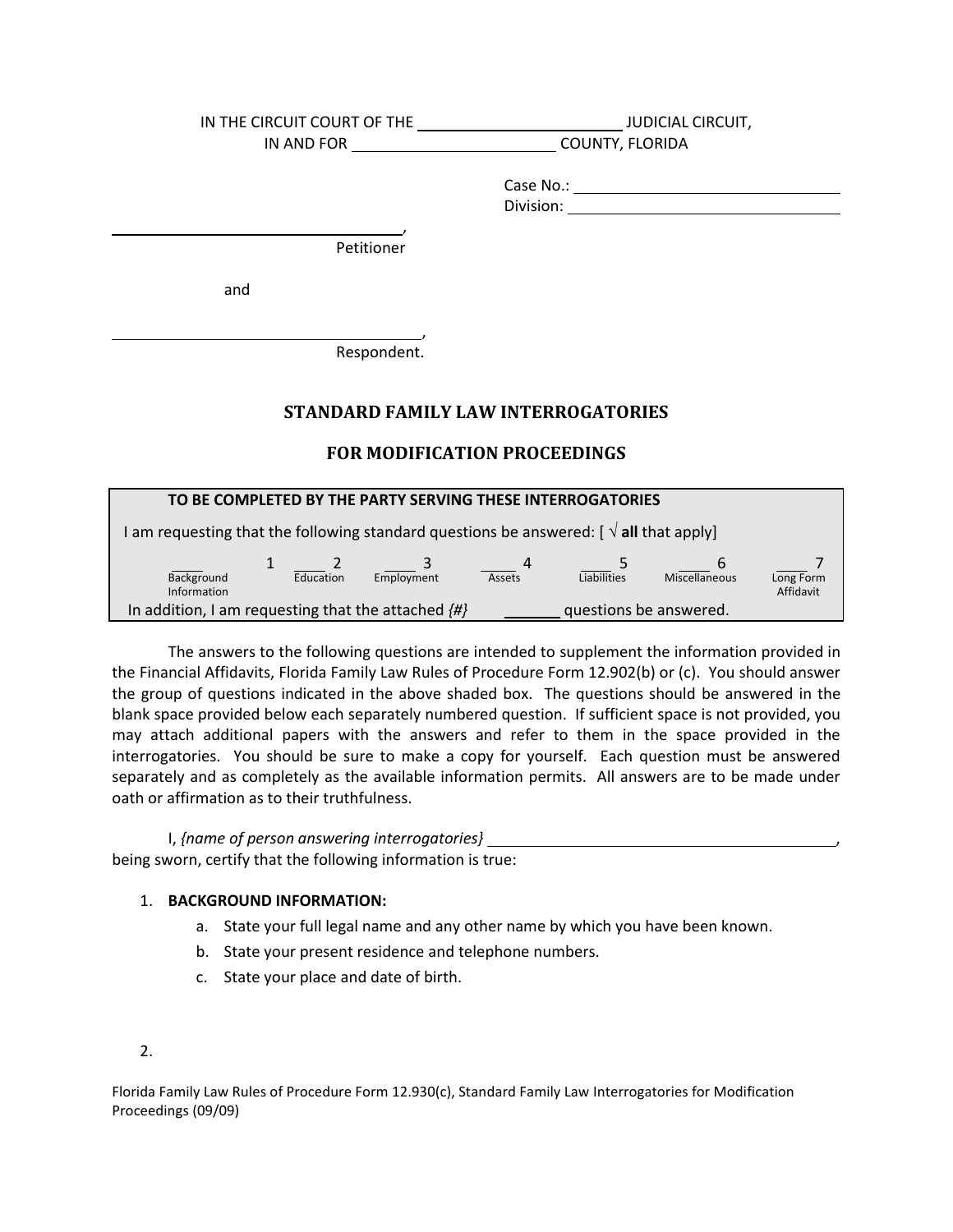IN THE CIRCUIT COURT OF THE ______________________ JUDICIAL CIRCUIT,
IN AND FOR ______________________ COUNTY, FLORIDA

Case No.: ______________________
Division: ______________________

______________________________________,
Petitioner

and

______________________________________,
Respondent.

## STANDARD FAMILY LAW INTERROGATORIES

## FOR MODIFICATION PROCEEDINGS

| TO BE COMPLETED BY THE PARTY SERVING THESE INTERROGATORIES | | | | | | |
|---|---|---|---|---|---|---|
| I am requesting that the following standard questions be answered: [ √ **all** that apply] | | | | | | |
| ____ 1 Background Information | ____ 2 Education | ____ 3 Employment | ____ 4 Assets | ____ 5 Liabilities | ____ 6 Miscellaneous | ____ 7 Long Form Affidavit |
| In addition, I am requesting that the attached *{#}* _______ questions be answered. | | | | | | |

The answers to the following questions are intended to supplement the information provided in the Financial Affidavits, Florida Family Law Rules of Procedure Form 12.902(b) or (c). You should answer the group of questions indicated in the above shaded box. The questions should be answered in the blank space provided below each separately numbered question. If sufficient space is not provided, you may attach additional papers with the answers and refer to them in the space provided in the interrogatories. You should be sure to make a copy for yourself. Each question must be answered separately and as completely as the available information permits. All answers are to be made under oath or affirmation as to their truthfulness.

I, *{name of person answering interrogatories}* ______________________________________, being sworn, certify that the following information is true:

1. **BACKGROUND INFORMATION:**
   a. State your full legal name and any other name by which you have been known.
   b. State your present residence and telephone numbers.
   c. State your place and date of birth.

2.

Florida Family Law Rules of Procedure Form 12.930(c), Standard Family Law Interrogatories for Modification Proceedings (09/09)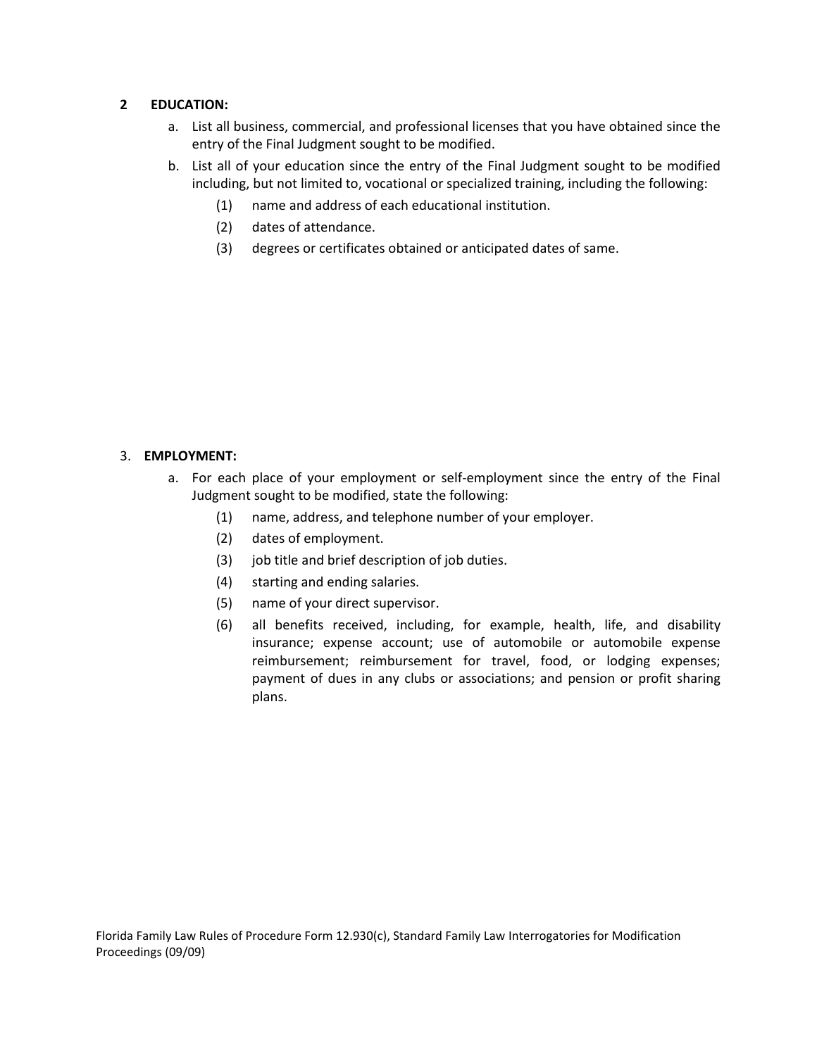**2 EDUCATION:**

a. List all business, commercial, and professional licenses that you have obtained since the entry of the Final Judgment sought to be modified.

b. List all of your education since the entry of the Final Judgment sought to be modified including, but not limited to, vocational or specialized training, including the following:

(1) name and address of each educational institution.

(2) dates of attendance.

(3) degrees or certificates obtained or anticipated dates of same.

3. **EMPLOYMENT:**

a. For each place of your employment or self-employment since the entry of the Final Judgment sought to be modified, state the following:

(1) name, address, and telephone number of your employer.

(2) dates of employment.

(3) job title and brief description of job duties.

(4) starting and ending salaries.

(5) name of your direct supervisor.

(6) all benefits received, including, for example, health, life, and disability insurance; expense account; use of automobile or automobile expense reimbursement; reimbursement for travel, food, or lodging expenses; payment of dues in any clubs or associations; and pension or profit sharing plans.

Florida Family Law Rules of Procedure Form 12.930(c), Standard Family Law Interrogatories for Modification Proceedings (09/09)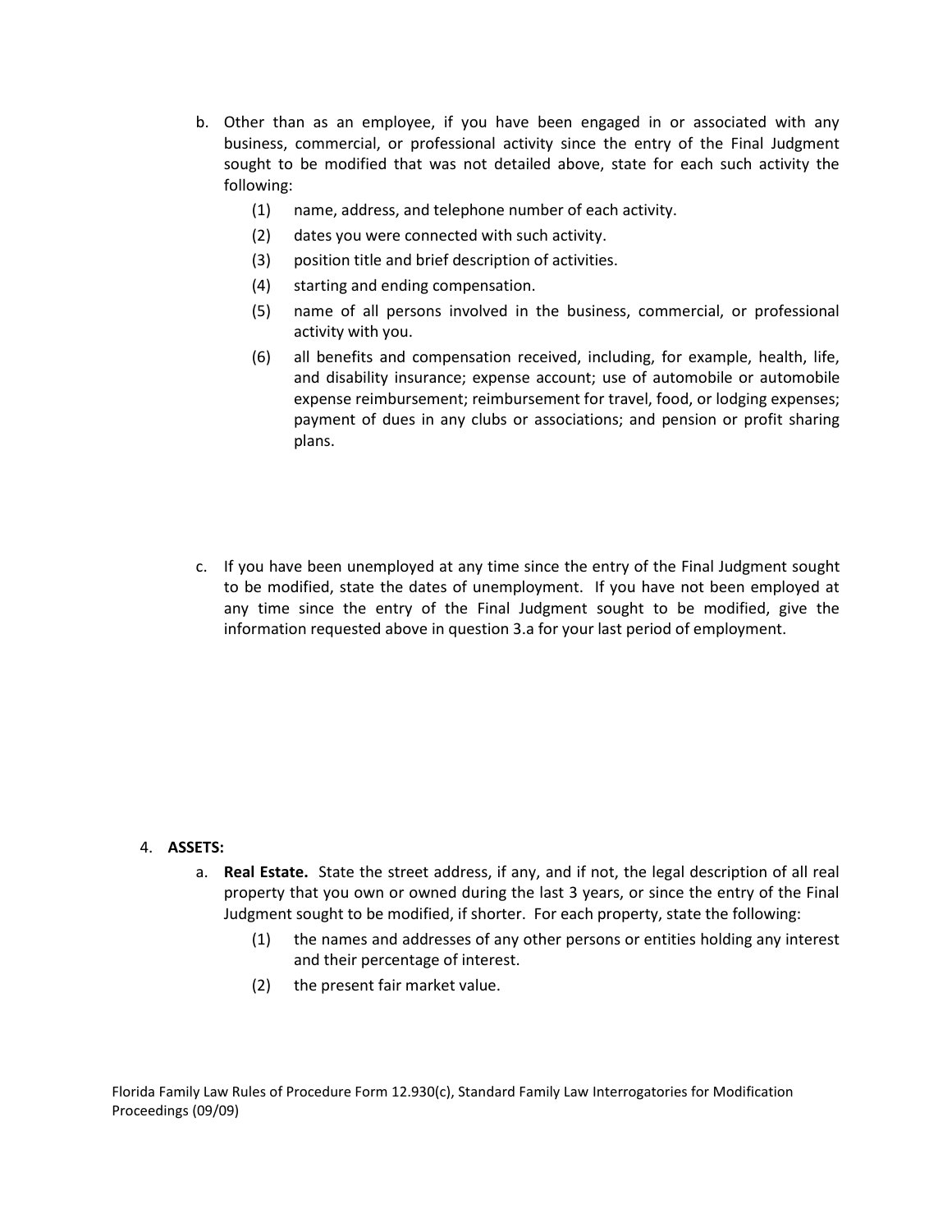b. Other than as an employee, if you have been engaged in or associated with any business, commercial, or professional activity since the entry of the Final Judgment sought to be modified that was not detailed above, state for each such activity the following:

   (1) name, address, and telephone number of each activity.

   (2) dates you were connected with such activity.

   (3) position title and brief description of activities.

   (4) starting and ending compensation.

   (5) name of all persons involved in the business, commercial, or professional activity with you.

   (6) all benefits and compensation received, including, for example, health, life, and disability insurance; expense account; use of automobile or automobile expense reimbursement; reimbursement for travel, food, or lodging expenses; payment of dues in any clubs or associations; and pension or profit sharing plans.

c. If you have been unemployed at any time since the entry of the Final Judgment sought to be modified, state the dates of unemployment. If you have not been employed at any time since the entry of the Final Judgment sought to be modified, give the information requested above in question 3.a for your last period of employment.

4. **ASSETS:**

   a. **Real Estate.** State the street address, if any, and if not, the legal description of all real property that you own or owned during the last 3 years, or since the entry of the Final Judgment sought to be modified, if shorter. For each property, state the following:

      (1) the names and addresses of any other persons or entities holding any interest and their percentage of interest.

      (2) the present fair market value.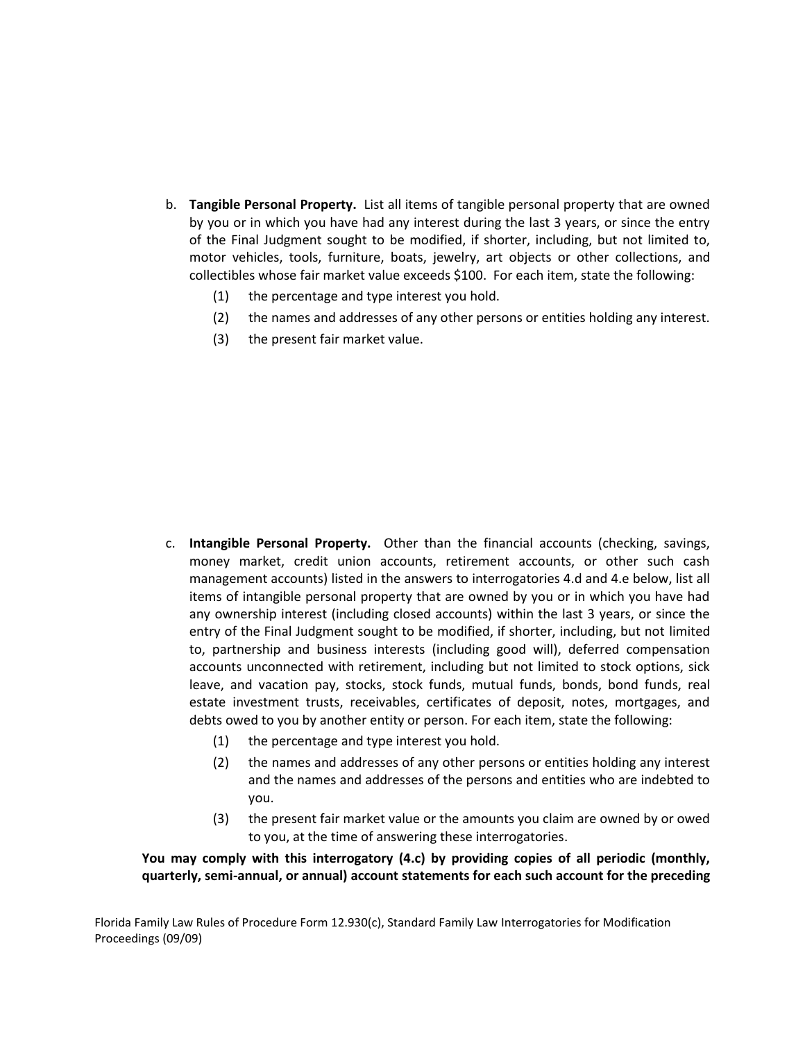b. **Tangible Personal Property.** List all items of tangible personal property that are owned by you or in which you have had any interest during the last 3 years, or since the entry of the Final Judgment sought to be modified, if shorter, including, but not limited to, motor vehicles, tools, furniture, boats, jewelry, art objects or other collections, and collectibles whose fair market value exceeds $100. For each item, state the following:
   1. the percentage and type interest you hold.
   2. the names and addresses of any other persons or entities holding any interest.
   3. the present fair market value.

c. **Intangible Personal Property.** Other than the financial accounts (checking, savings, money market, credit union accounts, retirement accounts, or other such cash management accounts) listed in the answers to interrogatories 4.d and 4.e below, list all items of intangible personal property that are owned by you or in which you have had any ownership interest (including closed accounts) within the last 3 years, or since the entry of the Final Judgment sought to be modified, if shorter, including, but not limited to, partnership and business interests (including good will), deferred compensation accounts unconnected with retirement, including but not limited to stock options, sick leave, and vacation pay, stocks, stock funds, mutual funds, bonds, bond funds, real estate investment trusts, receivables, certificates of deposit, notes, mortgages, and debts owed to you by another entity or person. For each item, state the following:
   1. the percentage and type interest you hold.
   2. the names and addresses of any other persons or entities holding any interest and the names and addresses of the persons and entities who are indebted to you.
   3. the present fair market value or the amounts you claim are owned by or owed to you, at the time of answering these interrogatories.

**You may comply with this interrogatory (4.c) by providing copies of all periodic (monthly, quarterly, semi-annual, or annual) account statements for each such account for the preceding**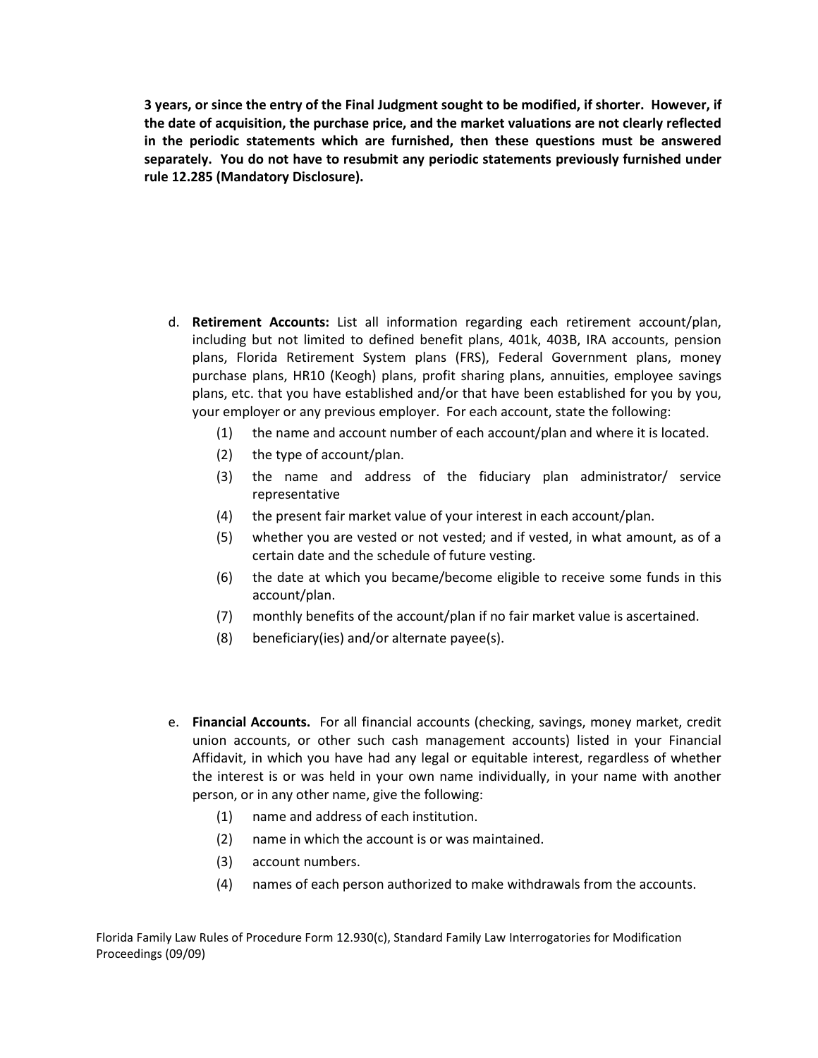**3 years, or since the entry of the Final Judgment sought to be modified, if shorter. However, if the date of acquisition, the purchase price, and the market valuations are not clearly reflected in the periodic statements which are furnished, then these questions must be answered separately. You do not have to resubmit any periodic statements previously furnished under rule 12.285 (Mandatory Disclosure).**

d. **Retirement Accounts:** List all information regarding each retirement account/plan, including but not limited to defined benefit plans, 401k, 403B, IRA accounts, pension plans, Florida Retirement System plans (FRS), Federal Government plans, money purchase plans, HR10 (Keogh) plans, profit sharing plans, annuities, employee savings plans, etc. that you have established and/or that have been established for you by you, your employer or any previous employer. For each account, state the following:

   (1) the name and account number of each account/plan and where it is located.

   (2) the type of account/plan.

   (3) the name and address of the fiduciary plan administrator/ service representative

   (4) the present fair market value of your interest in each account/plan.

   (5) whether you are vested or not vested; and if vested, in what amount, as of a certain date and the schedule of future vesting.

   (6) the date at which you became/become eligible to receive some funds in this account/plan.

   (7) monthly benefits of the account/plan if no fair market value is ascertained.

   (8) beneficiary(ies) and/or alternate payee(s).

e. **Financial Accounts.** For all financial accounts (checking, savings, money market, credit union accounts, or other such cash management accounts) listed in your Financial Affidavit, in which you have had any legal or equitable interest, regardless of whether the interest is or was held in your own name individually, in your name with another person, or in any other name, give the following:

   (1) name and address of each institution.

   (2) name in which the account is or was maintained.

   (3) account numbers.

   (4) names of each person authorized to make withdrawals from the accounts.

Florida Family Law Rules of Procedure Form 12.930(c), Standard Family Law Interrogatories for Modification Proceedings (09/09)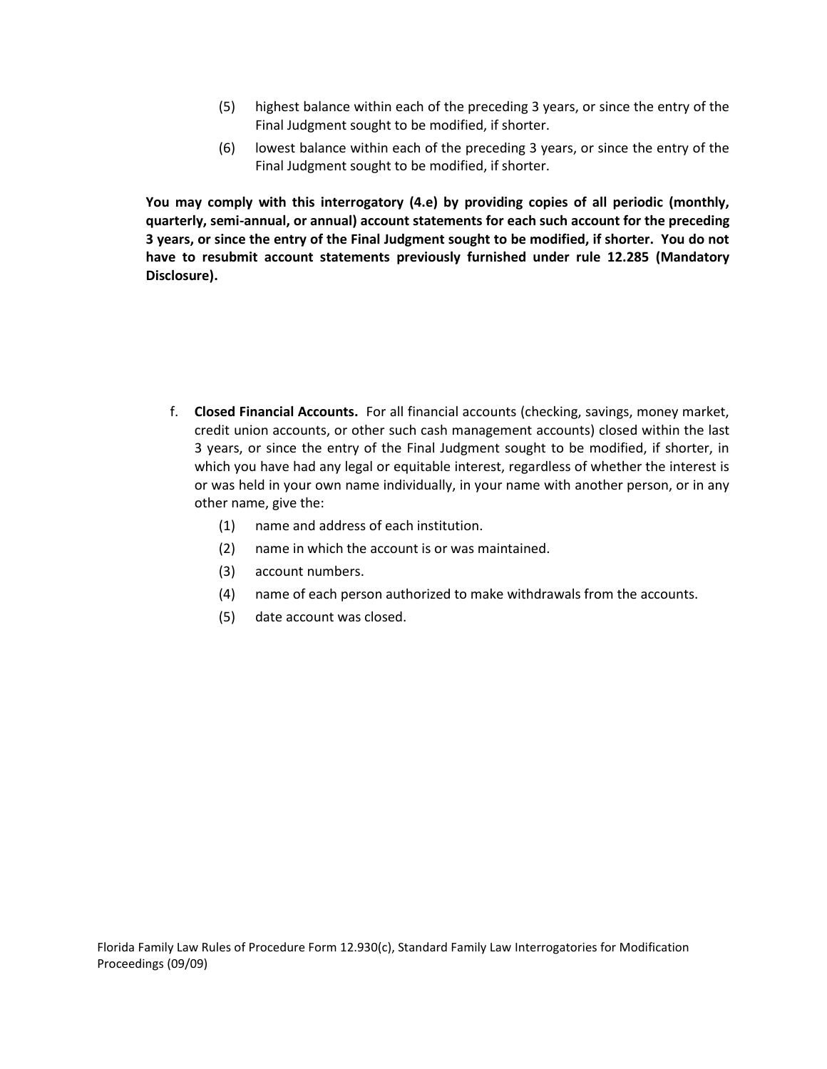(5) highest balance within each of the preceding 3 years, or since the entry of the Final Judgment sought to be modified, if shorter.

(6) lowest balance within each of the preceding 3 years, or since the entry of the Final Judgment sought to be modified, if shorter.

**You may comply with this interrogatory (4.e) by providing copies of all periodic (monthly, quarterly, semi-annual, or annual) account statements for each such account for the preceding 3 years, or since the entry of the Final Judgment sought to be modified, if shorter. You do not have to resubmit account statements previously furnished under rule 12.285 (Mandatory Disclosure).**

f. **Closed Financial Accounts.** For all financial accounts (checking, savings, money market, credit union accounts, or other such cash management accounts) closed within the last 3 years, or since the entry of the Final Judgment sought to be modified, if shorter, in which you have had any legal or equitable interest, regardless of whether the interest is or was held in your own name individually, in your name with another person, or in any other name, give the:

(1) name and address of each institution.

(2) name in which the account is or was maintained.

(3) account numbers.

(4) name of each person authorized to make withdrawals from the accounts.

(5) date account was closed.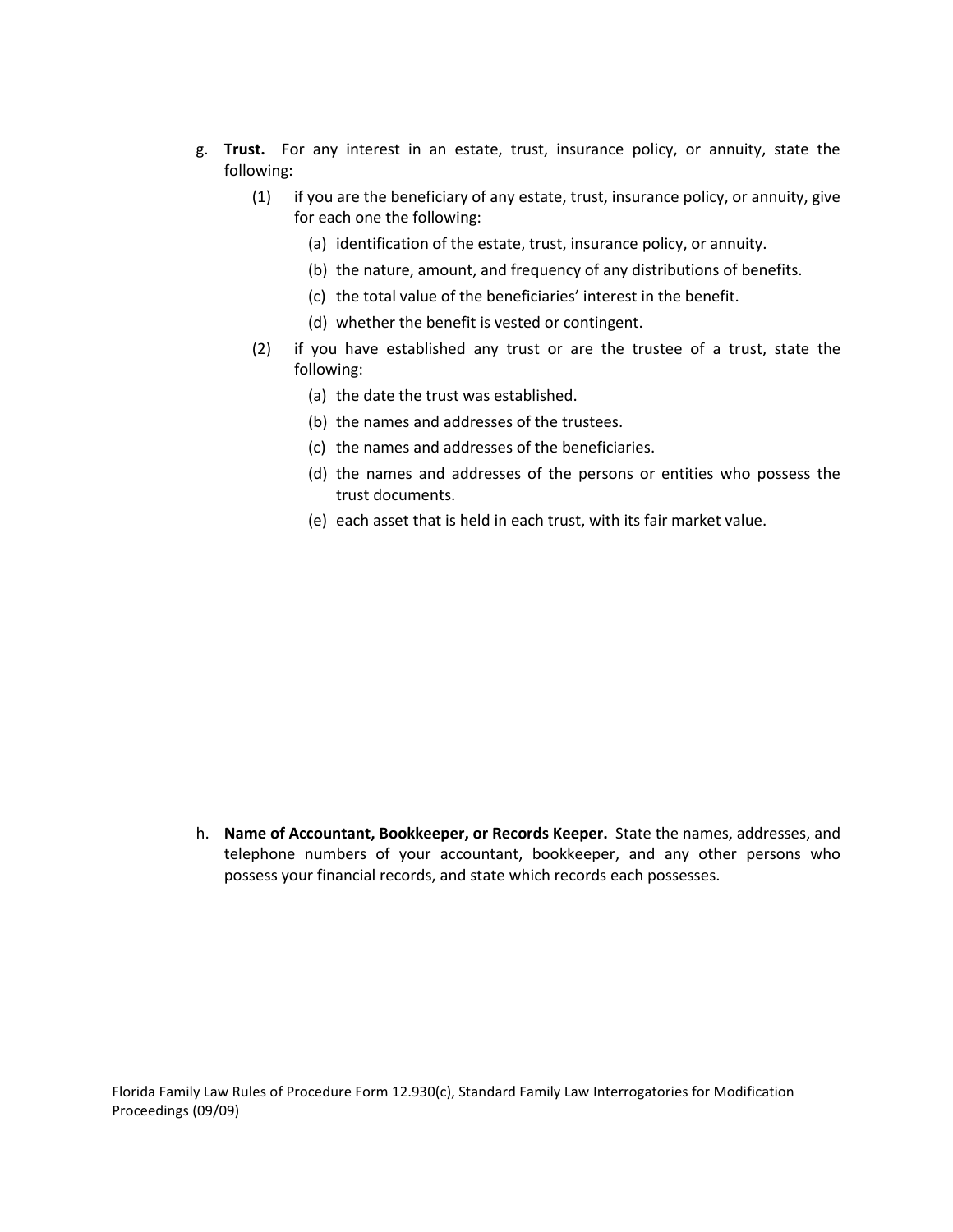g. **Trust.** For any interest in an estate, trust, insurance policy, or annuity, state the following:

   (1) if you are the beneficiary of any estate, trust, insurance policy, or annuity, give for each one the following:

      (a) identification of the estate, trust, insurance policy, or annuity.

      (b) the nature, amount, and frequency of any distributions of benefits.

      (c) the total value of the beneficiaries' interest in the benefit.

      (d) whether the benefit is vested or contingent.

   (2) if you have established any trust or are the trustee of a trust, state the following:

      (a) the date the trust was established.

      (b) the names and addresses of the trustees.

      (c) the names and addresses of the beneficiaries.

      (d) the names and addresses of the persons or entities who possess the trust documents.

      (e) each asset that is held in each trust, with its fair market value.

h. **Name of Accountant, Bookkeeper, or Records Keeper.** State the names, addresses, and telephone numbers of your accountant, bookkeeper, and any other persons who possess your financial records, and state which records each possesses.

Florida Family Law Rules of Procedure Form 12.930(c), Standard Family Law Interrogatories for Modification Proceedings (09/09)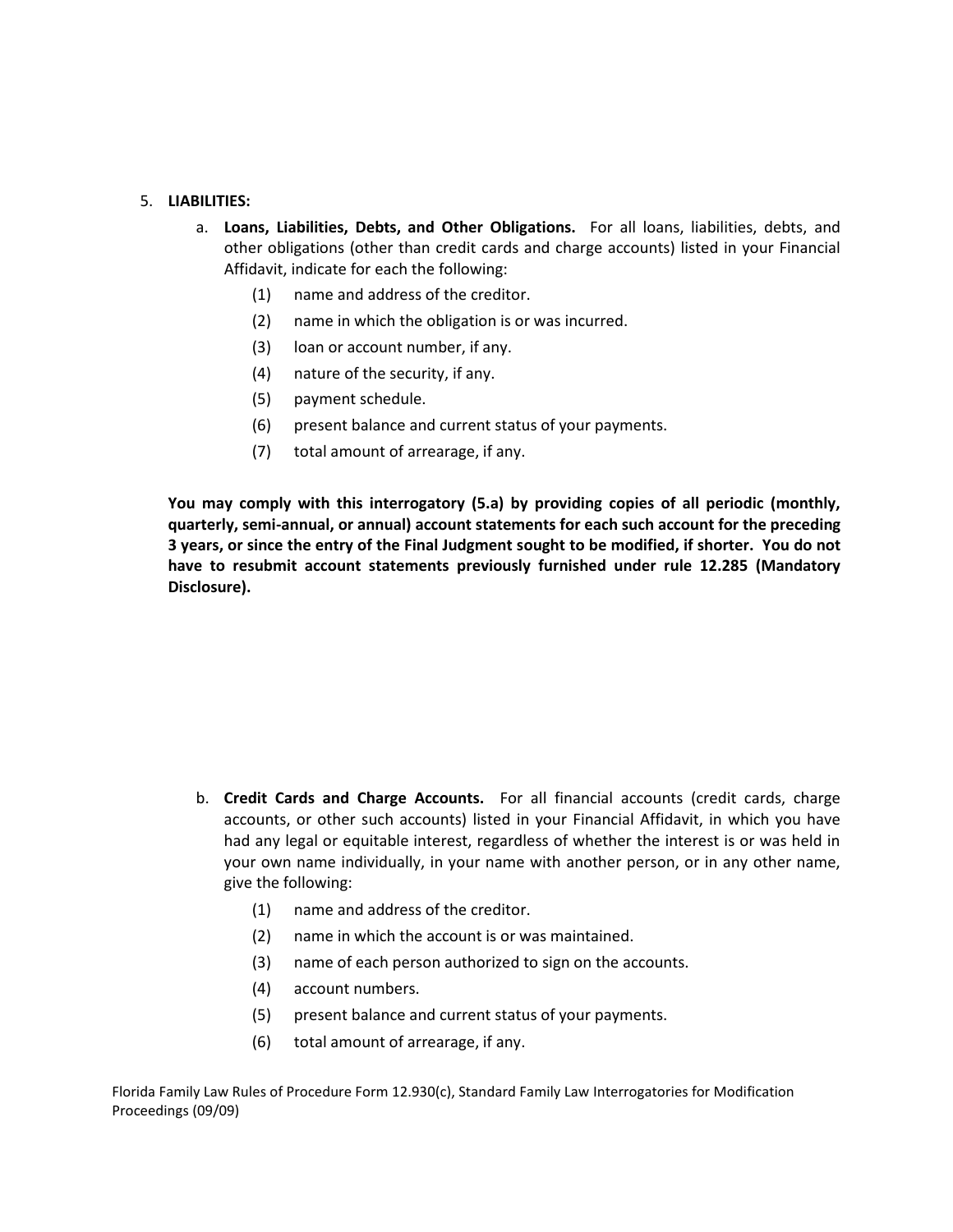5. **LIABILITIES:**

   a. **Loans, Liabilities, Debts, and Other Obligations.** For all loans, liabilities, debts, and other obligations (other than credit cards and charge accounts) listed in your Financial Affidavit, indicate for each the following:

      (1) name and address of the creditor.

      (2) name in which the obligation is or was incurred.

      (3) loan or account number, if any.

      (4) nature of the security, if any.

      (5) payment schedule.

      (6) present balance and current status of your payments.

      (7) total amount of arrearage, if any.

**You may comply with this interrogatory (5.a) by providing copies of all periodic (monthly, quarterly, semi-annual, or annual) account statements for each such account for the preceding 3 years, or since the entry of the Final Judgment sought to be modified, if shorter. You do not have to resubmit account statements previously furnished under rule 12.285 (Mandatory Disclosure).**

   b. **Credit Cards and Charge Accounts.** For all financial accounts (credit cards, charge accounts, or other such accounts) listed in your Financial Affidavit, in which you have had any legal or equitable interest, regardless of whether the interest is or was held in your own name individually, in your name with another person, or in any other name, give the following:

      (1) name and address of the creditor.

      (2) name in which the account is or was maintained.

      (3) name of each person authorized to sign on the accounts.

      (4) account numbers.

      (5) present balance and current status of your payments.

      (6) total amount of arrearage, if any.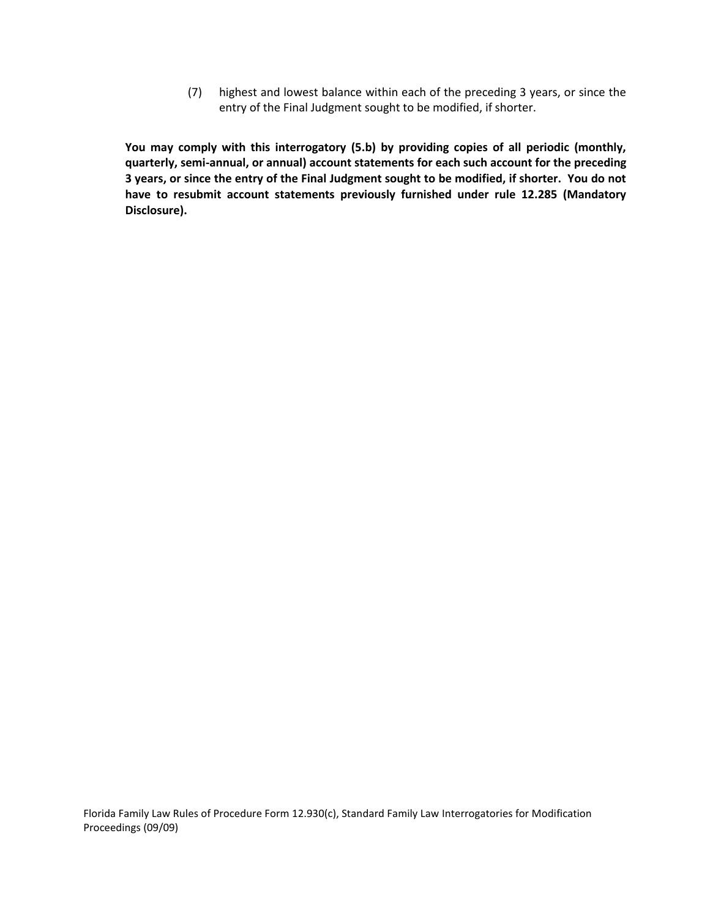(7) highest and lowest balance within each of the preceding 3 years, or since the entry of the Final Judgment sought to be modified, if shorter.

**You may comply with this interrogatory (5.b) by providing copies of all periodic (monthly, quarterly, semi-annual, or annual) account statements for each such account for the preceding 3 years, or since the entry of the Final Judgment sought to be modified, if shorter. You do not have to resubmit account statements previously furnished under rule 12.285 (Mandatory Disclosure).**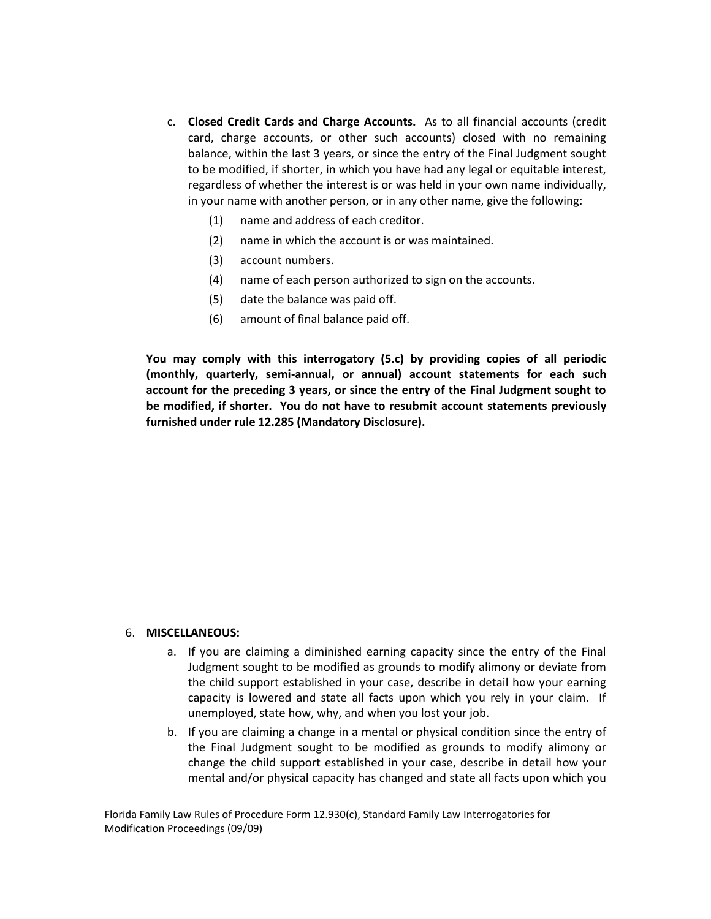c. **Closed Credit Cards and Charge Accounts.** As to all financial accounts (credit card, charge accounts, or other such accounts) closed with no remaining balance, within the last 3 years, or since the entry of the Final Judgment sought to be modified, if shorter, in which you have had any legal or equitable interest, regardless of whether the interest is or was held in your own name individually, in your name with another person, or in any other name, give the following:

   (1) name and address of each creditor.

   (2) name in which the account is or was maintained.

   (3) account numbers.

   (4) name of each person authorized to sign on the accounts.

   (5) date the balance was paid off.

   (6) amount of final balance paid off.

**You may comply with this interrogatory (5.c) by providing copies of all periodic (monthly, quarterly, semi-annual, or annual) account statements for each such account for the preceding 3 years, or since the entry of the Final Judgment sought to be modified, if shorter. You do not have to resubmit account statements previously furnished under rule 12.285 (Mandatory Disclosure).**

6. **MISCELLANEOUS:**

   a. If you are claiming a diminished earning capacity since the entry of the Final Judgment sought to be modified as grounds to modify alimony or deviate from the child support established in your case, describe in detail how your earning capacity is lowered and state all facts upon which you rely in your claim. If unemployed, state how, why, and when you lost your job.

   b. If you are claiming a change in a mental or physical condition since the entry of the Final Judgment sought to be modified as grounds to modify alimony or change the child support established in your case, describe in detail how your mental and/or physical capacity has changed and state all facts upon which you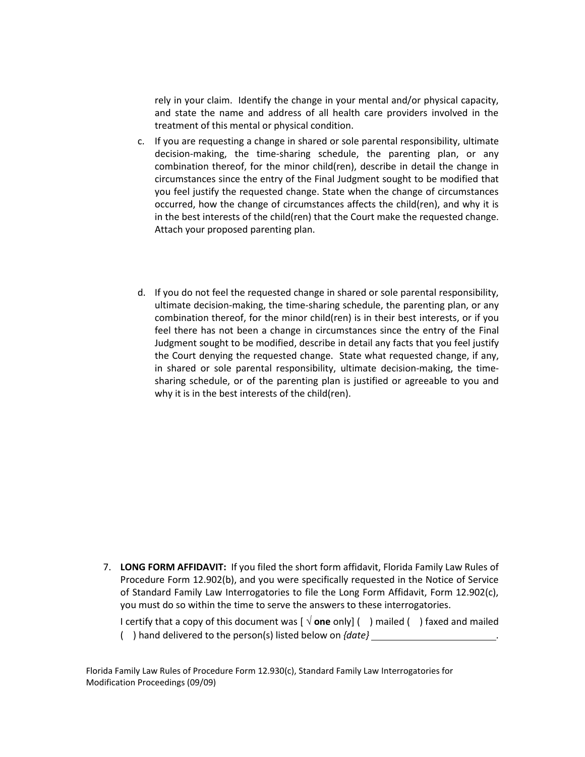rely in your claim. Identify the change in your mental and/or physical capacity, and state the name and address of all health care providers involved in the treatment of this mental or physical condition.

c. If you are requesting a change in shared or sole parental responsibility, ultimate decision-making, the time-sharing schedule, the parenting plan, or any combination thereof, for the minor child(ren), describe in detail the change in circumstances since the entry of the Final Judgment sought to be modified that you feel justify the requested change. State when the change of circumstances occurred, how the change of circumstances affects the child(ren), and why it is in the best interests of the child(ren) that the Court make the requested change. Attach your proposed parenting plan.

d. If you do not feel the requested change in shared or sole parental responsibility, ultimate decision-making, the time-sharing schedule, the parenting plan, or any combination thereof, for the minor child(ren) is in their best interests, or if you feel there has not been a change in circumstances since the entry of the Final Judgment sought to be modified, describe in detail any facts that you feel justify the Court denying the requested change. State what requested change, if any, in shared or sole parental responsibility, ultimate decision-making, the time-sharing schedule, or of the parenting plan is justified or agreeable to you and why it is in the best interests of the child(ren).

7. **LONG FORM AFFIDAVIT:** If you filed the short form affidavit, Florida Family Law Rules of Procedure Form 12.902(b), and you were specifically requested in the Notice of Service of Standard Family Law Interrogatories to file the Long Form Affidavit, Form 12.902(c), you must do so within the time to serve the answers to these interrogatories.

   I certify that a copy of this document was [ √ **one** only] ( ) mailed ( ) faxed and mailed ( ) hand delivered to the person(s) listed below on *{date}* \_\_\_\_\_\_\_\_\_\_\_\_\_\_\_\_\_\_\_\_\_\_\_\_.

Florida Family Law Rules of Procedure Form 12.930(c), Standard Family Law Interrogatories for Modification Proceedings (09/09)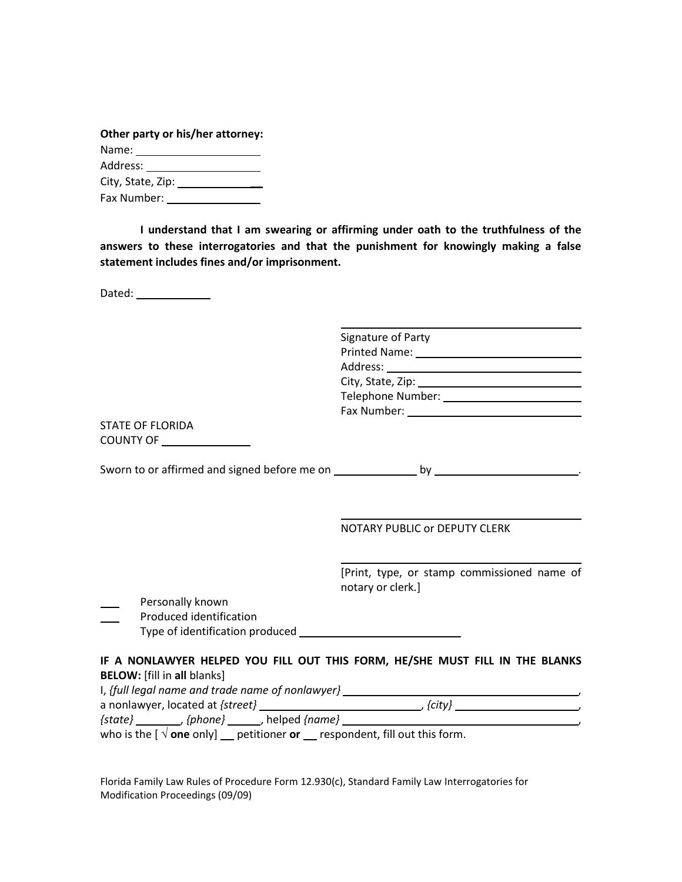**Other party or his/her attorney:**
Name: ____________________
Address: ____________________
City, State, Zip: ____________________
Fax Number: ____________________

**I understand that I am swearing or affirming under oath to the truthfulness of the answers to these interrogatories and that the punishment for knowingly making a false statement includes fines and/or imprisonment.**

Dated: ____________

____________________________________
Signature of Party
Printed Name: ____________________
Address: ____________________
City, State, Zip: ____________________
Telephone Number: ____________________
Fax Number: ____________________

STATE OF FLORIDA
COUNTY OF ______________

Sworn to or affirmed and signed before me on ______________ by ________________________.

____________________________________
NOTARY PUBLIC or DEPUTY CLERK

____________________________________
[Print, type, or stamp commissioned name of notary or clerk.]

___ Personally known
___ Produced identification
Type of identification produced ___________________________

**IF A NONLAWYER HELPED YOU FILL OUT THIS FORM, HE/SHE MUST FILL IN THE BLANKS BELOW:** [fill in **all** blanks]
I, *{full legal name and trade name of nonlawyer}* ______________________________________,
a nonlawyer, located at *{street}* ___________________________, *{city}* ____________________,
*{state}* ________, *{phone}* ______, helped *{name}* ______________________________________,
who is the [ √ **one** only] __ petitioner **or** __ respondent, fill out this form.

Florida Family Law Rules of Procedure Form 12.930(c), Standard Family Law Interrogatories for Modification Proceedings (09/09)